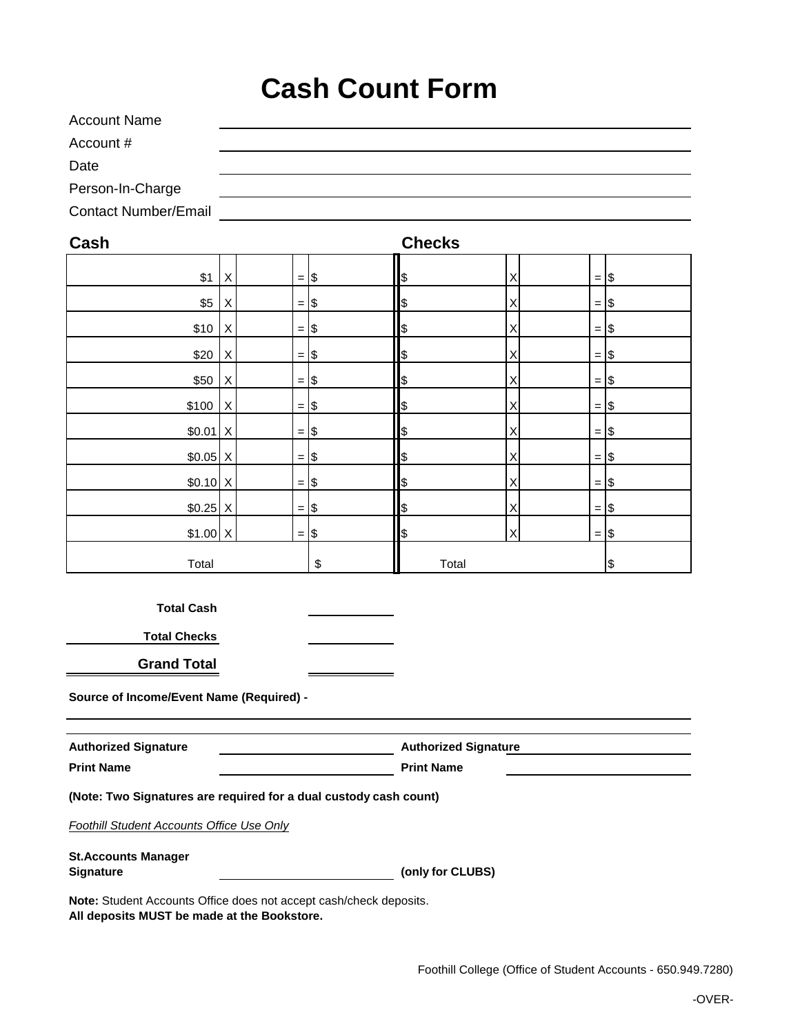# Cash Count Form

Account Name ______________________________

Account # ______________________________

Date ______________________________

Person-In-Charge ______________________________

Contact Number/Email ______________________________

| **Cash** | | | | | | **Checks** | | | | |
|---|---|---|---|---|---|---|---|---|---|---|
| $1 | X | | = | $ | | $ | X | | = | $ |
| $5 | X | | = | $ | | $ | X | | = | $ |
| $10 | X | | = | $ | | $ | X | | = | $ |
| $20 | X | | = | $ | | $ | X | | = | $ |
| $50 | X | | = | $ | | $ | X | | = | $ |
| $100 | X | | = | $ | | $ | X | | = | $ |
| $0.01 | X | | = | $ | | $ | X | | = | $ |
| $0.05 | X | | = | $ | | $ | X | | = | $ |
| $0.10 | X | | = | $ | | $ | X | | = | $ |
| $0.25 | X | | = | $ | | $ | X | | = | $ |
| $1.00 | X | | = | $ | | $ | X | | = | $ |
| Total | | | | $ | | Total | | | | $ |

**Total Cash** ____________

**Total Checks** ____________

**Grand Total** ____________

**Source of Income/Event Name (Required) -**

______________________________________________________________

**Authorized Signature** ______________________ **Authorized Signature** ______________________

**Print Name** ______________________ **Print Name** ______________________

**(Note: Two Signatures are required for a dual custody cash count)**

*Foothill Student Accounts Office Use Only*

**St.Accounts Manager Signature** ______________________ **(only for CLUBS)**

**Note:** Student Accounts Office does not accept cash/check deposits.
**All deposits MUST be made at the Bookstore.**

Foothill College (Office of Student Accounts - 650.949.7280)

-OVER-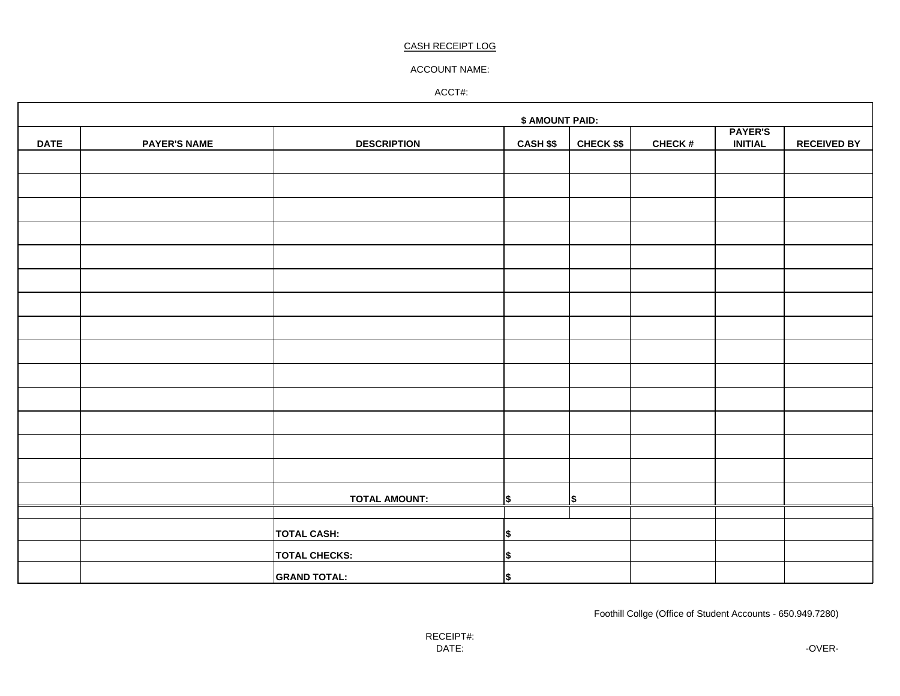CASH RECEIPT LOG

ACCOUNT NAME:

ACCT#:

| | | | $ AMOUNT PAID: | | | | |
|---|---|---|---|---|---|---|---|
| DATE | PAYER'S NAME | DESCRIPTION | CASH $$ | CHECK $$ | CHECK # | PAYER'S INITIAL | RECEIVED BY |
| | | | | | | | |
| | | | | | | | |
| | | | | | | | |
| | | | | | | | |
| | | | | | | | |
| | | | | | | | |
| | | | | | | | |
| | | | | | | | |
| | | | | | | | |
| | | | | | | | |
| | | | | | | | |
| | | | | | | | |
| | | | | | | | |
| | | | | | | | |
| | | TOTAL AMOUNT: | $ | $ | | | |
| | | | | | | | |
| | | TOTAL CASH: | $ | | | | |
| | | TOTAL CHECKS: | $ | | | | |
| | | GRAND TOTAL: | $ | | | | |

Foothill Collge (Office of Student Accounts - 650.949.7280)

RECEIPT#:
DATE:

-OVER-